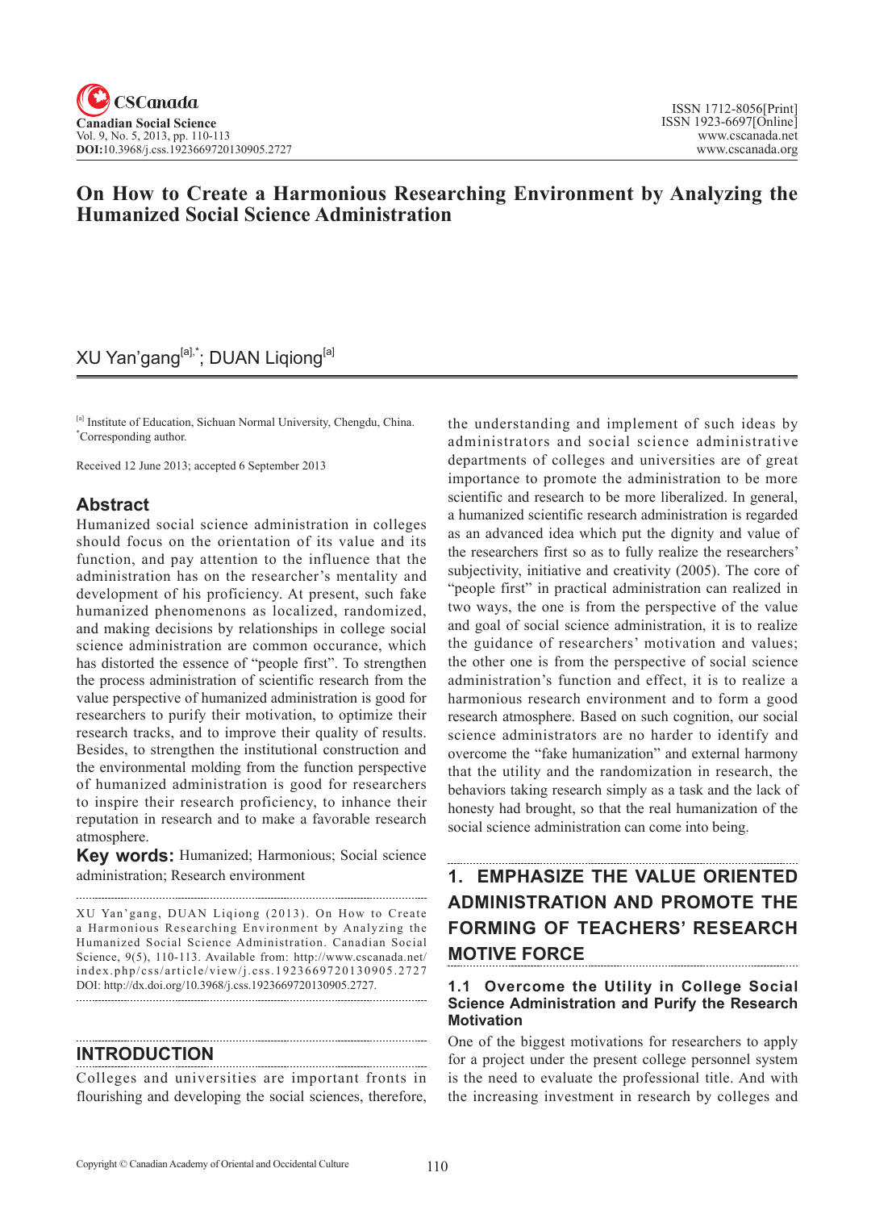# On How to Create a Harmonious Researching Environment by Analyzing the Humanized Social Science Administration

XU Yan'gang[a],*; DUAN Liqiong[a]

[a] Institute of Education, Sichuan Normal University, Chengdu, China.
*Corresponding author.

Received 12 June 2013; accepted 6 September 2013

## Abstract

Humanized social science administration in colleges should focus on the orientation of its value and its function, and pay attention to the influence that the administration has on the researcher's mentality and development of his proficiency. At present, such fake humanized phenomenons as localized, randomized, and making decisions by relationships in college social science administration are common occurance, which has distorted the essence of "people first". To strengthen the process administration of scientific research from the value perspective of humanized administration is good for researchers to purify their motivation, to optimize their research tracks, and to improve their quality of results. Besides, to strengthen the institutional construction and the environmental molding from the function perspective of humanized administration is good for researchers to inspire their research proficiency, to inhance their reputation in research and to make a favorable research atmosphere.

**Key words:** Humanized; Harmonious; Social science administration; Research environment

XU Yan'gang, DUAN Liqiong (2013). On How to Create a Harmonious Researching Environment by Analyzing the Humanized Social Science Administration. Canadian Social Science, 9(5), 110-113. Available from: http://www.cscanada.net/index.php/css/article/view/j.css.1923669720130905.2727 DOI: http://dx.doi.org/10.3968/j.css.1923669720130905.2727.

## INTRODUCTION

Colleges and universities are important fronts in flourishing and developing the social sciences, therefore, the understanding and implement of such ideas by administrators and social science administrative departments of colleges and universities are of great importance to promote the administration to be more scientific and research to be more liberalized. In general, a humanized scientific research administration is regarded as an advanced idea which put the dignity and value of the researchers first so as to fully realize the researchers' subjectivity, initiative and creativity (2005). The core of "people first" in practical administration can realized in two ways, the one is from the perspective of the value and goal of social science administration, it is to realize the guidance of researchers' motivation and values; the other one is from the perspective of social science administration's function and effect, it is to realize a harmonious research environment and to form a good research atmosphere. Based on such cognition, our social science administrators are no harder to identify and overcome the "fake humanization" and external harmony that the utility and the randomization in research, the behaviors taking research simply as a task and the lack of honesty had brought, so that the real humanization of the social science administration can come into being.

## 1. EMPHASIZE THE VALUE ORIENTED ADMINISTRATION AND PROMOTE THE FORMING OF TEACHERS' RESEARCH MOTIVE FORCE

### 1.1 Overcome the Utility in College Social Science Administration and Purify the Research Motivation

One of the biggest motivations for researchers to apply for a project under the present college personnel system is the need to evaluate the professional title. And with the increasing investment in research by colleges and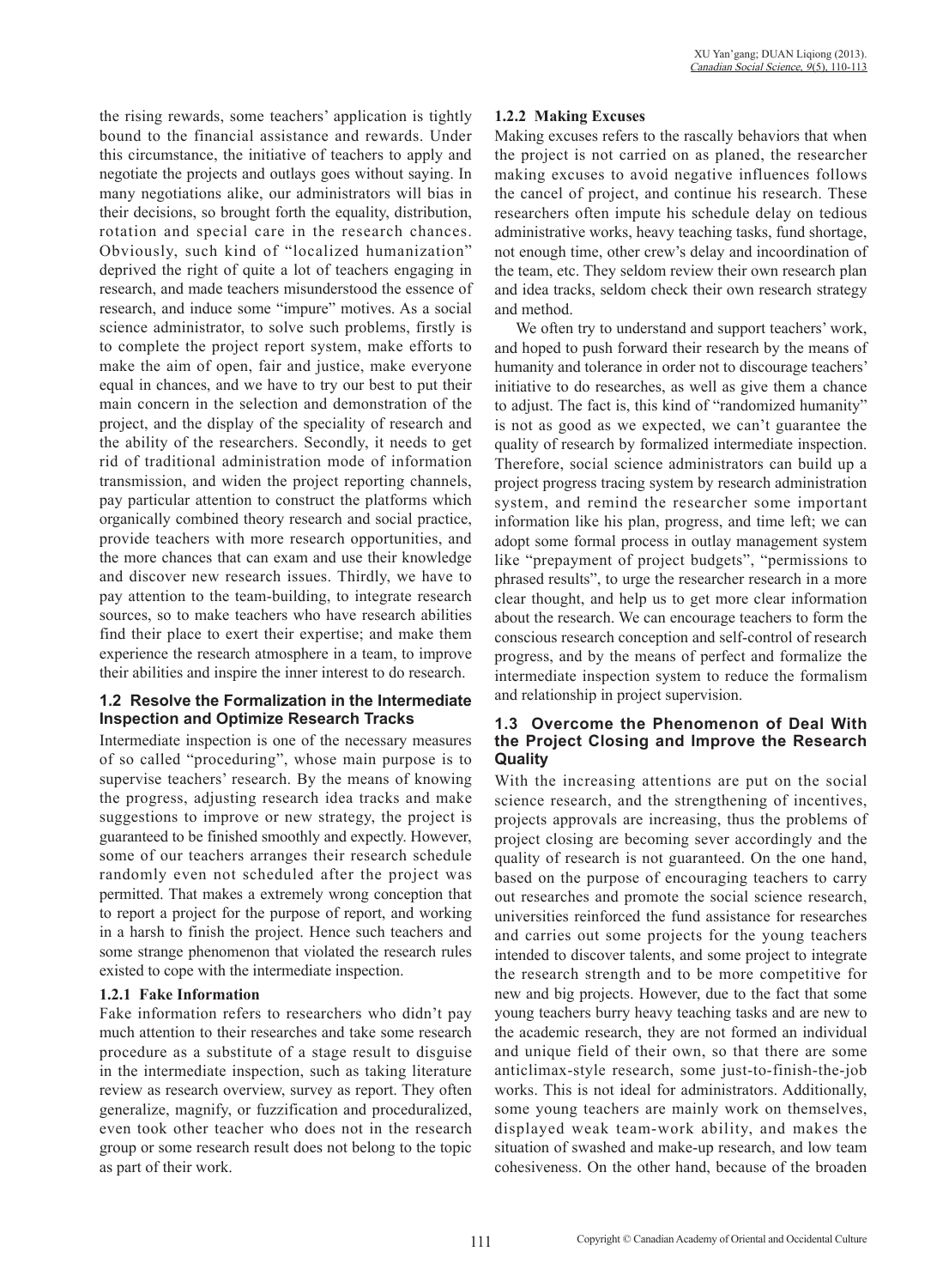the rising rewards, some teachers' application is tightly bound to the financial assistance and rewards. Under this circumstance, the initiative of teachers to apply and negotiate the projects and outlays goes without saying. In many negotiations alike, our administrators will bias in their decisions, so brought forth the equality, distribution, rotation and special care in the research chances. Obviously, such kind of "localized humanization" deprived the right of quite a lot of teachers engaging in research, and made teachers misunderstood the essence of research, and induce some "impure" motives. As a social science administrator, to solve such problems, firstly is to complete the project report system, make efforts to make the aim of open, fair and justice, make everyone equal in chances, and we have to try our best to put their main concern in the selection and demonstration of the project, and the display of the speciality of research and the ability of the researchers. Secondly, it needs to get rid of traditional administration mode of information transmission, and widen the project reporting channels, pay particular attention to construct the platforms which organically combined theory research and social practice, provide teachers with more research opportunities, and the more chances that can exam and use their knowledge and discover new research issues. Thirdly, we have to pay attention to the team-building, to integrate research sources, so to make teachers who have research abilities find their place to exert their expertise; and make them experience the research atmosphere in a team, to improve their abilities and inspire the inner interest to do research.

### 1.2 Resolve the Formalization in the Intermediate Inspection and Optimize Research Tracks

Intermediate inspection is one of the necessary measures of so called "proceduring", whose main purpose is to supervise teachers' research. By the means of knowing the progress, adjusting research idea tracks and make suggestions to improve or new strategy, the project is guaranteed to be finished smoothly and expectly. However, some of our teachers arranges their research schedule randomly even not scheduled after the project was permitted. That makes a extremely wrong conception that to report a project for the purpose of report, and working in a harsh to finish the project. Hence such teachers and some strange phenomenon that violated the research rules existed to cope with the intermediate inspection.

#### 1.2.1 Fake Information

Fake information refers to researchers who didn't pay much attention to their researches and take some research procedure as a substitute of a stage result to disguise in the intermediate inspection, such as taking literature review as research overview, survey as report. They often generalize, magnify, or fuzzification and proceduralized, even took other teacher who does not in the research group or some research result does not belong to the topic as part of their work.

#### 1.2.2 Making Excuses

Making excuses refers to the rascally behaviors that when the project is not carried on as planed, the researcher making excuses to avoid negative influences follows the cancel of project, and continue his research. These researchers often impute his schedule delay on tedious administrative works, heavy teaching tasks, fund shortage, not enough time, other crew's delay and incoordination of the team, etc. They seldom review their own research plan and idea tracks, seldom check their own research strategy and method.

We often try to understand and support teachers' work, and hoped to push forward their research by the means of humanity and tolerance in order not to discourage teachers' initiative to do researches, as well as give them a chance to adjust. The fact is, this kind of "randomized humanity" is not as good as we expected, we can't guarantee the quality of research by formalized intermediate inspection. Therefore, social science administrators can build up a project progress tracing system by research administration system, and remind the researcher some important information like his plan, progress, and time left; we can adopt some formal process in outlay management system like "prepayment of project budgets", "permissions to phrased results", to urge the researcher research in a more clear thought, and help us to get more clear information about the research. We can encourage teachers to form the conscious research conception and self-control of research progress, and by the means of perfect and formalize the intermediate inspection system to reduce the formalism and relationship in project supervision.

### 1.3 Overcome the Phenomenon of Deal With the Project Closing and Improve the Research Quality

With the increasing attentions are put on the social science research, and the strengthening of incentives, projects approvals are increasing, thus the problems of project closing are becoming sever accordingly and the quality of research is not guaranteed. On the one hand, based on the purpose of encouraging teachers to carry out researches and promote the social science research, universities reinforced the fund assistance for researches and carries out some projects for the young teachers intended to discover talents, and some project to integrate the research strength and to be more competitive for new and big projects. However, due to the fact that some young teachers burry heavy teaching tasks and are new to the academic research, they are not formed an individual and unique field of their own, so that there are some anticlimax-style research, some just-to-finish-the-job works. This is not ideal for administrators. Additionally, some young teachers are mainly work on themselves, displayed weak team-work ability, and makes the situation of swashed and make-up research, and low team cohesiveness. On the other hand, because of the broaden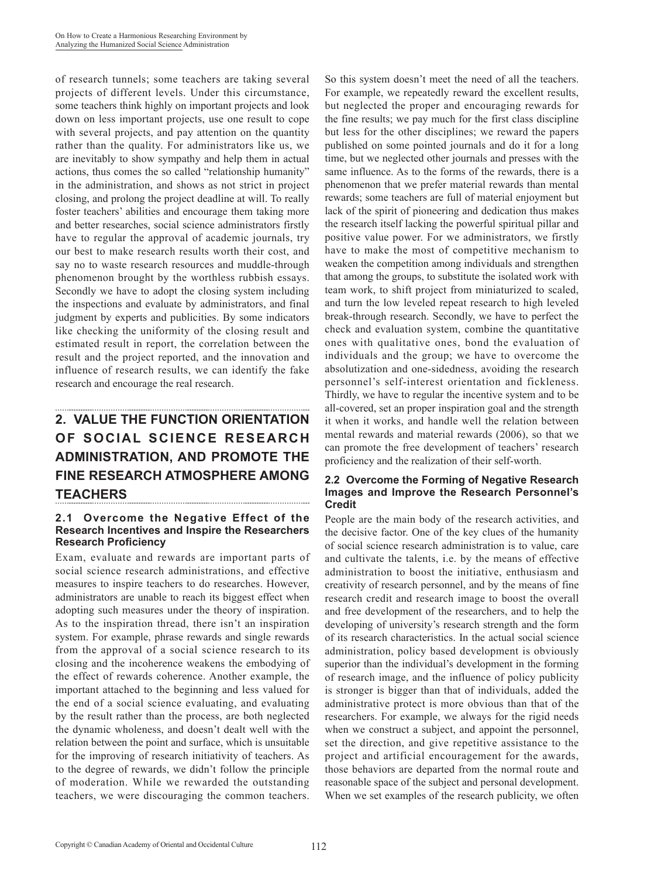of research tunnels; some teachers are taking several projects of different levels. Under this circumstance, some teachers think highly on important projects and look down on less important projects, use one result to cope with several projects, and pay attention on the quantity rather than the quality. For administrators like us, we are inevitably to show sympathy and help them in actual actions, thus comes the so called "relationship humanity" in the administration, and shows as not strict in project closing, and prolong the project deadline at will. To really foster teachers' abilities and encourage them taking more and better researches, social science administrators firstly have to regular the approval of academic journals, try our best to make research results worth their cost, and say no to waste research resources and muddle-through phenomenon brought by the worthless rubbish essays. Secondly we have to adopt the closing system including the inspections and evaluate by administrators, and final judgment by experts and publicities. By some indicators like checking the uniformity of the closing result and estimated result in report, the correlation between the result and the project reported, and the innovation and influence of research results, we can identify the fake research and encourage the real research.

## 2. VALUE THE FUNCTION ORIENTATION OF SOCIAL SCIENCE RESEARCH ADMINISTRATION, AND PROMOTE THE FINE RESEARCH ATMOSPHERE AMONG TEACHERS

### 2.1 Overcome the Negative Effect of the Research Incentives and Inspire the Researchers Research Proficiency

Exam, evaluate and rewards are important parts of social science research administrations, and effective measures to inspire teachers to do researches. However, administrators are unable to reach its biggest effect when adopting such measures under the theory of inspiration. As to the inspiration thread, there isn't an inspiration system. For example, phrase rewards and single rewards from the approval of a social science research to its closing and the incoherence weakens the embodying of the effect of rewards coherence. Another example, the important attached to the beginning and less valued for the end of a social science evaluating, and evaluating by the result rather than the process, are both neglected the dynamic wholeness, and doesn't dealt well with the relation between the point and surface, which is unsuitable for the improving of research initiativity of teachers. As to the degree of rewards, we didn't follow the principle of moderation. While we rewarded the outstanding teachers, we were discouraging the common teachers. So this system doesn't meet the need of all the teachers. For example, we repeatedly reward the excellent results, but neglected the proper and encouraging rewards for the fine results; we pay much for the first class discipline but less for the other disciplines; we reward the papers published on some pointed journals and do it for a long time, but we neglected other journals and presses with the same influence. As to the forms of the rewards, there is a phenomenon that we prefer material rewards than mental rewards; some teachers are full of material enjoyment but lack of the spirit of pioneering and dedication thus makes the research itself lacking the powerful spiritual pillar and positive value power. For we administrators, we firstly have to make the most of competitive mechanism to weaken the competition among individuals and strengthen that among the groups, to substitute the isolated work with team work, to shift project from miniaturized to scaled, and turn the low leveled repeat research to high leveled break-through research. Secondly, we have to perfect the check and evaluation system, combine the quantitative ones with qualitative ones, bond the evaluation of individuals and the group; we have to overcome the absolutization and one-sidedness, avoiding the research personnel's self-interest orientation and fickleness. Thirdly, we have to regular the incentive system and to be all-covered, set an proper inspiration goal and the strength it when it works, and handle well the relation between mental rewards and material rewards (2006), so that we can promote the free development of teachers' research proficiency and the realization of their self-worth.

### 2.2 Overcome the Forming of Negative Research Images and Improve the Research Personnel's Credit

People are the main body of the research activities, and the decisive factor. One of the key clues of the humanity of social science research administration is to value, care and cultivate the talents, i.e. by the means of effective administration to boost the initiative, enthusiasm and creativity of research personnel, and by the means of fine research credit and research image to boost the overall and free development of the researchers, and to help the developing of university's research strength and the form of its research characteristics. In the actual social science administration, policy based development is obviously superior than the individual's development in the forming of research image, and the influence of policy publicity is stronger is bigger than that of individuals, added the administrative protect is more obvious than that of the researchers. For example, we always for the rigid needs when we construct a subject, and appoint the personnel, set the direction, and give repetitive assistance to the project and artificial encouragement for the awards, those behaviors are departed from the normal route and reasonable space of the subject and personal development. When we set examples of the research publicity, we often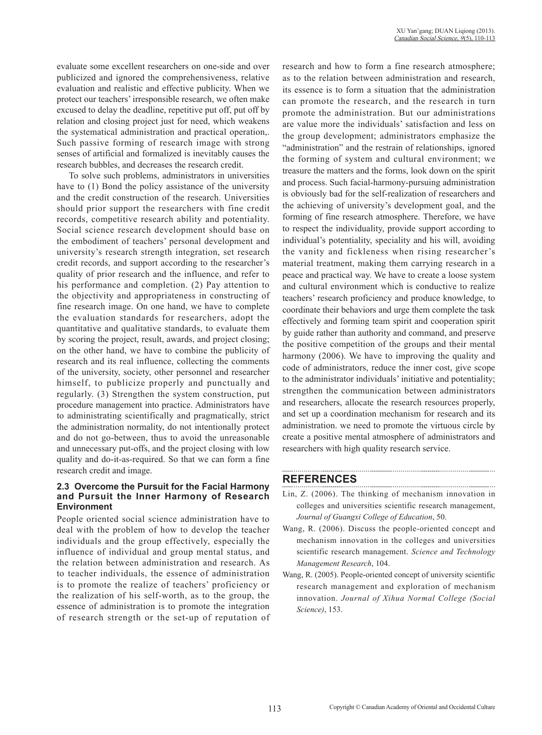evaluate some excellent researchers on one-side and over publicized and ignored the comprehensiveness, relative evaluation and realistic and effective publicity. When we protect our teachers' irresponsible research, we often make excused to delay the deadline, repetitive put off, put off by relation and closing project just for need, which weakens the systematical administration and practical operation,. Such passive forming of research image with strong senses of artificial and formalized is inevitably causes the research bubbles, and decreases the research credit.

To solve such problems, administrators in universities have to (1) Bond the policy assistance of the university and the credit construction of the research. Universities should prior support the researchers with fine credit records, competitive research ability and potentiality. Social science research development should base on the embodiment of teachers' personal development and university's research strength integration, set research credit records, and support according to the researcher's quality of prior research and the influence, and refer to his performance and completion. (2) Pay attention to the objectivity and appropriateness in constructing of fine research image. On one hand, we have to complete the evaluation standards for researchers, adopt the quantitative and qualitative standards, to evaluate them by scoring the project, result, awards, and project closing; on the other hand, we have to combine the publicity of research and its real influence, collecting the comments of the university, society, other personnel and researcher himself, to publicize properly and punctually and regularly. (3) Strengthen the system construction, put procedure management into practice. Administrators have to administrating scientifically and pragmatically, strict the administration normality, do not intentionally protect and do not go-between, thus to avoid the unreasonable and unnecessary put-offs, and the project closing with low quality and do-it-as-required. So that we can form a fine research credit and image.

### 2.3 Overcome the Pursuit for the Facial Harmony and Pursuit the Inner Harmony of Research Environment

People oriented social science administration have to deal with the problem of how to develop the teacher individuals and the group effectively, especially the influence of individual and group mental status, and the relation between administration and research. As to teacher individuals, the essence of administration is to promote the realize of teachers' proficiency or the realization of his self-worth, as to the group, the essence of administration is to promote the integration of research strength or the set-up of reputation of research and how to form a fine research atmosphere; as to the relation between administration and research, its essence is to form a situation that the administration can promote the research, and the research in turn promote the administration. But our administrations are value more the individuals' satisfaction and less on the group development; administrators emphasize the "administration" and the restrain of relationships, ignored the forming of system and cultural environment; we treasure the matters and the forms, look down on the spirit and process. Such facial-harmony-pursuing administration is obviously bad for the self-realization of researchers and the achieving of university's development goal, and the forming of fine research atmosphere. Therefore, we have to respect the individuality, provide support according to individual's potentiality, speciality and his will, avoiding the vanity and fickleness when rising researcher's material treatment, making them carrying research in a peace and practical way. We have to create a loose system and cultural environment which is conductive to realize teachers' research proficiency and produce knowledge, to coordinate their behaviors and urge them complete the task effectively and forming team spirit and cooperation spirit by guide rather than authority and command, and preserve the positive competition of the groups and their mental harmony (2006). We have to improving the quality and code of administrators, reduce the inner cost, give scope to the administrator individuals' initiative and potentiality; strengthen the communication between administrators and researchers, allocate the research resources properly, and set up a coordination mechanism for research and its administration. we need to promote the virtuous circle by create a positive mental atmosphere of administrators and researchers with high quality research service.

## REFERENCES

Lin, Z. (2006). The thinking of mechanism innovation in colleges and universities scientific research management, *Journal of Guangxi College of Education*, 50.

Wang, R. (2006). Discuss the people-oriented concept and mechanism innovation in the colleges and universities scientific research management. *Science and Technology Management Research*, 104.

Wang, R. (2005). People-oriented concept of university scientific research management and exploration of mechanism innovation. *Journal of Xihua Normal College (Social Science)*, 153.